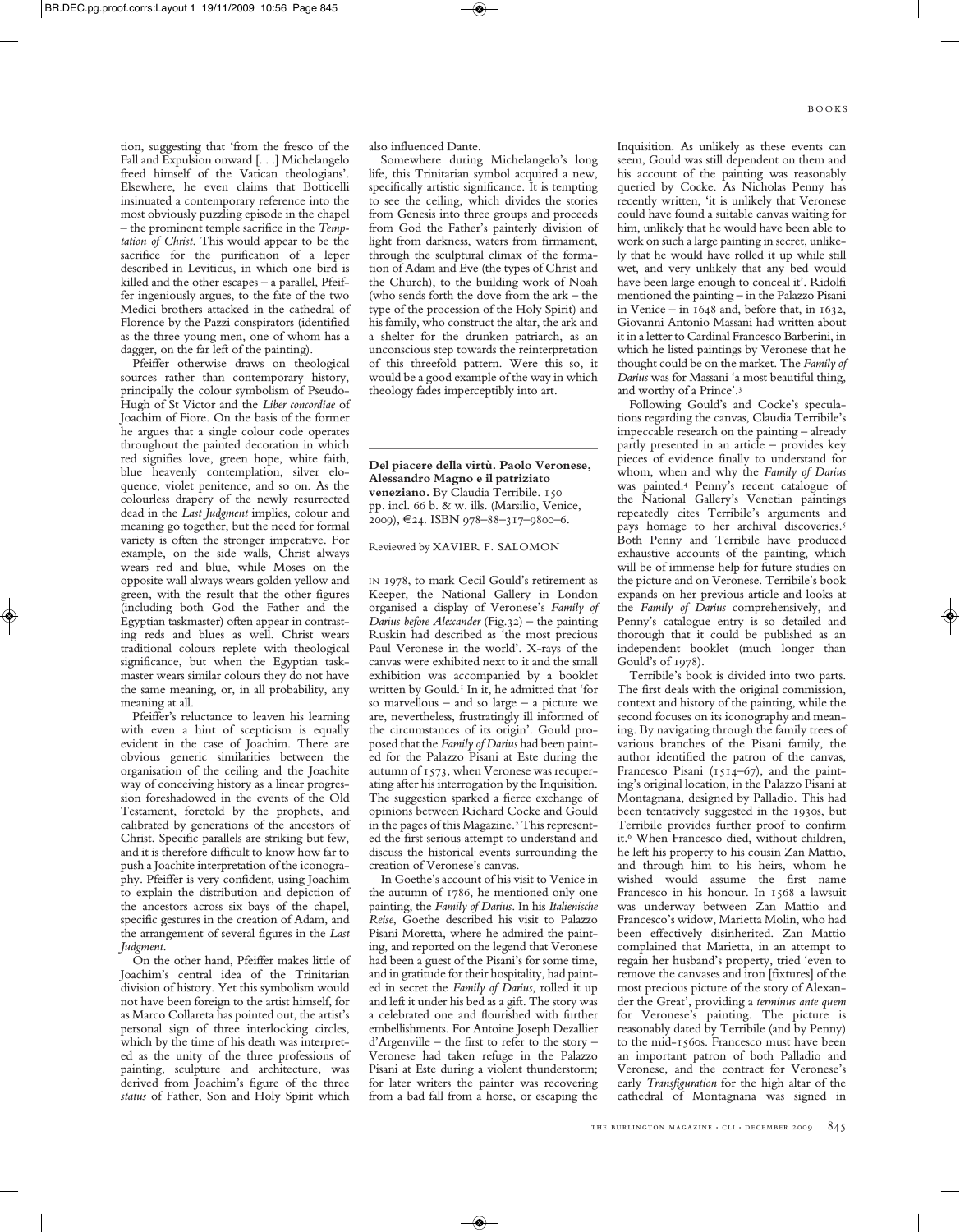tion, suggesting that 'from the fresco of the Fall and Expulsion onward [. . .] Michelangelo freed himself of the Vatican theologians'. Elsewhere, he even claims that Botticelli insinuated a contemporary reference into the most obviously puzzling episode in the chapel – the prominent temple sacrifice in the *Temptation of Christ*. This would appear to be the sacrifice for the purification of a leper described in Leviticus, in which one bird is killed and the other escapes – a parallel, Pfeiffer ingeniously argues, to the fate of the two Medici brothers attacked in the cathedral of Florence by the Pazzi conspirators (identified as the three young men, one of whom has a dagger, on the far left of the painting).

Pfeiffer otherwise draws on theological sources rather than contemporary history, principally the colour symbolism of Pseudo-Hugh of St Victor and the *Liber concordiae* of Joachim of Fiore. On the basis of the former he argues that a single colour code operates throughout the painted decoration in which red signifies love, green hope, white faith, blue heavenly contemplation, silver eloquence, violet penitence, and so on. As the colourless drapery of the newly resurrected dead in the *Last Judgment* implies, colour and meaning go together, but the need for formal variety is often the stronger imperative. For example, on the side walls, Christ always wears red and blue, while Moses on the opposite wall always wears golden yellow and green, with the result that the other figures (including both God the Father and the Egyptian taskmaster) often appear in contrasting reds and blues as well. Christ wears traditional colours replete with theological significance, but when the Egyptian taskmaster wears similar colours they do not have the same meaning, or, in all probability, any meaning at all.

Pfeiffer's reluctance to leaven his learning with even a hint of scepticism is equally evident in the case of Joachim. There are obvious generic similarities between the organisation of the ceiling and the Joachite way of conceiving history as a linear progression foreshadowed in the events of the Old Testament, foretold by the prophets, and calibrated by generations of the ancestors of Christ. Specific parallels are striking but few, and it is therefore difficult to know how far to push a Joachite interpretation of the iconography. Pfeiffer is very confident, using Joachim to explain the distribution and depiction of the ancestors across six bays of the chapel, specific gestures in the creation of Adam, and the arrangement of several figures in the *Last Judgment*.

On the other hand, Pfeiffer makes little of Joachim's central idea of the Trinitarian division of history. Yet this symbolism would not have been foreign to the artist himself, for as Marco Collareta has pointed out, the artist's personal sign of three interlocking circles, which by the time of his death was interpreted as the unity of the three professions of painting, sculpture and architecture, was derived from Joachim's figure of the three *status* of Father, Son and Holy Spirit which also influenced Dante.

Somewhere during Michelangelo's long life, this Trinitarian symbol acquired a new, specifically artistic significance. It is tempting to see the ceiling, which divides the stories from Genesis into three groups and proceeds from God the Father's painterly division of light from darkness, waters from firmament, through the sculptural climax of the formation of Adam and Eve (the types of Christ and the Church), to the building work of Noah (who sends forth the dove from the ark – the type of the procession of the Holy Spirit) and his family, who construct the altar, the ark and a shelter for the drunken patriarch, as an unconscious step towards the reinterpretation of this threefold pattern. Were this so, it would be a good example of the way in which theology fades imperceptibly into art.

---

**Del piacere della virtù. Paolo Veronese, Alessandro Magno e il patriziato veneziano.** By Claudia Terribile. 150 pp. incl. 66 b. & w. ills. (Marsilio, Venice, 2009), €24. ISBN 978–88–317–9800–6.

Reviewed by XAVIER F. SALOMON

IN 1978, to mark Cecil Gould's retirement as Keeper, the National Gallery in London organised a display of Veronese's *Family of Darius before Alexander* (Fig.32) – the painting Ruskin had described as 'the most precious Paul Veronese in the world'. X-rays of the canvas were exhibited next to it and the small exhibition was accompanied by a booklet written by Gould.[1] In it, he admitted that 'for so marvellous – and so large – a picture we are, nevertheless, frustratingly ill informed of the circumstances of its origin'. Gould proposed that the *Family of Darius* had been painted for the Palazzo Pisani at Este during the autumn of 1573, when Veronese was recuperating after his interrogation by the Inquisition. The suggestion sparked a fierce exchange of opinions between Richard Cocke and Gould in the pages of this Magazine.[2] This represented the first serious attempt to understand and discuss the historical events surrounding the creation of Veronese's canvas.

In Goethe's account of his visit to Venice in the autumn of 1786, he mentioned only one painting, the *Family of Darius*. In his *Italienische Reise*, Goethe described his visit to Palazzo Pisani Moretta, where he admired the painting, and reported on the legend that Veronese had been a guest of the Pisani's for some time, and in gratitude for their hospitality, had painted in secret the *Family of Darius*, rolled it up and left it under his bed as a gift. The story was a celebrated one and flourished with further embellishments. For Antoine Joseph Dezallier d'Argenville – the first to refer to the story – Veronese had taken refuge in the Palazzo Pisani at Este during a violent thunderstorm; for later writers the painter was recovering from a bad fall from a horse, or escaping the Inquisition. As unlikely as these events can seem, Gould was still dependent on them and his account of the painting was reasonably queried by Cocke. As Nicholas Penny has recently written, 'it is unlikely that Veronese could have found a suitable canvas waiting for him, unlikely that he would have been able to work on such a large painting in secret, unlikely that he would have rolled it up while still wet, and very unlikely that any bed would have been large enough to conceal it'. Ridolfi mentioned the painting – in the Palazzo Pisani in Venice – in 1648 and, before that, in 1632, Giovanni Antonio Massani had written about it in a letter to Cardinal Francesco Barberini, in which he listed paintings by Veronese that he thought could be on the market. The *Family of Darius* was for Massani 'a most beautiful thing, and worthy of a Prince'.[3]

Following Gould's and Cocke's speculations regarding the canvas, Claudia Terribile's impeccable research on the painting – already partly presented in an article – provides key pieces of evidence finally to understand for whom, when and why the *Family of Darius* was painted.[4] Penny's recent catalogue of the National Gallery's Venetian paintings repeatedly cites Terribile's arguments and pays homage to her archival discoveries.[5] Both Penny and Terribile have produced exhaustive accounts of the painting, which will be of immense help for future studies on the picture and on Veronese. Terribile's book expands on her previous article and looks at the *Family of Darius* comprehensively, and Penny's catalogue entry is so detailed and thorough that it could be published as an independent booklet (much longer than Gould's of 1978).

Terribile's book is divided into two parts. The first deals with the original commission, context and history of the painting, while the second focuses on its iconography and meaning. By navigating through the family trees of various branches of the Pisani family, the author identified the patron of the canvas, Francesco Pisani (1514–67), and the painting's original location, in the Palazzo Pisani at Montagnana, designed by Palladio. This had been tentatively suggested in the 1930s, but Terribile provides further proof to confirm it.[6] When Francesco died, without children, he left his property to his cousin Zan Mattio, and through him to his heirs, whom he wished would assume the first name Francesco in his honour. In 1568 a lawsuit was underway between Zan Mattio and Francesco's widow, Marietta Molin, who had been effectively disinherited. Zan Mattio complained that Marietta, in an attempt to regain her husband's property, tried 'even to remove the canvases and iron [fixtures] of the most precious picture of the story of Alexander the Great', providing a *terminus ante quem* for Veronese's painting. The picture is reasonably dated by Terribile (and by Penny) to the mid-1560s. Francesco must have been an important patron of both Palladio and Veronese, and the contract for Veronese's early *Transfiguration* for the high altar of the cathedral of Montagnana was signed in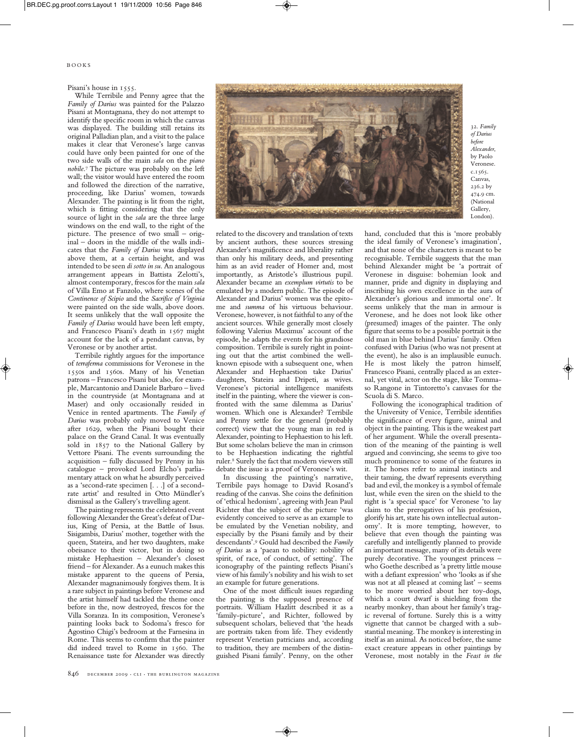Pisani's house in 1555.

While Terribile and Penny agree that the *Family of Darius* was painted for the Palazzo Pisani at Montagnana, they do not attempt to identify the specific room in which the canvas was displayed. The building still retains its original Palladian plan, and a visit to the palace makes it clear that Veronese's large canvas could have only been painted for one of the two side walls of the main *sala* on the *piano nobile*.[7] The picture was probably on the left wall; the visitor would have entered the room and followed the direction of the narrative, proceeding, like Darius' women, towards Alexander. The painting is lit from the right, which is fitting considering that the only source of light in the *sala* are the three large windows on the end wall, to the right of the picture. The presence of two small – original – doors in the middle of the walls indicates that the *Family of Darius* was displayed above them, at a certain height, and was intended to be seen *di sotto in su*. An analogous arrangement appears in Battista Zelotti's, almost contemporary, frescos for the main *sala* of Villa Emo at Fanzolo, where scenes of the *Continence of Scipio* and the *Sacrifice of Virginia* were painted on the side walls, above doors. It seems unlikely that the wall opposite the *Family of Darius* would have been left empty, and Francesco Pisani's death in 1567 might account for the lack of a pendant canvas, by Veronese or by another artist.

Terribile rightly argues for the importance of *terraferma* commissions for Veronese in the 1550s and 1560s. Many of his Venetian patrons – Francesco Pisani but also, for example, Marcantonio and Daniele Barbaro – lived in the countryside (at Montagnana and at Maser) and only occasionally resided in Venice in rented apartments. The *Family of Darius* was probably only moved to Venice after 1629, when the Pisani bought their palace on the Grand Canal. It was eventually sold in 1857 to the National Gallery by Vettore Pisani. The events surrounding the acquisition – fully discussed by Penny in his catalogue – provoked Lord Elcho's parliamentary attack on what he absurdly perceived as a 'second-rate specimen [. . .] of a second-rate artist' and resulted in Otto Mündler's dismissal as the Gallery's travelling agent.

The painting represents the celebrated event following Alexander the Great's defeat of Darius, King of Persia, at the Battle of Issus. Sisigambis, Darius' mother, together with the queen, Stateira, and her two daughters, make obeisance to their victor, but in doing so mistake Hephaestion – Alexander's closest friend – for Alexander. As a eunuch makes this mistake apparent to the queens of Persia, Alexander magnanimously forgives them. It is a rare subject in paintings before Veronese and the artist himself had tackled the theme once before in the, now destroyed, frescos for the Villa Soranza. In its composition, Veronese's painting looks back to Sodoma's fresco for Agostino Chigi's bedroom at the Farnesina in Rome. This seems to confirm that the painter did indeed travel to Rome in 1560. The Renaissance taste for Alexander was directly related to the discovery and translation of texts by ancient authors, these sources stressing Alexander's magnificence and liberality rather than only his military deeds, and presenting him as an avid reader of Homer and, most importantly, as Aristotle's illustrious pupil. Alexander became an *exemplum virtutis* to be emulated by a modern public. The episode of Alexander and Darius' women was the epitome and *summa* of his virtuous behaviour. Veronese, however, is not faithful to any of the ancient sources. While generally most closely following Valerius Maximus' account of the episode, he adapts the events for his grandiose composition. Terribile is surely right in pointing out that the artist combined the well-known episode with a subsequent one, when Alexander and Hephaestion take Darius' daughters, Stateira and Dripeti, as wives. Veronese's pictorial intelligence manifests itself in the painting, where the viewer is confronted with the same dilemma as Darius' women. Which one is Alexander? Terribile and Penny settle for the general (probably correct) view that the young man in red is Alexander, pointing to Hephaestion to his left. But some scholars believe the man in crimson to be Hephaestion indicating the rightful ruler.[8] Surely the fact that modern viewers still debate the issue is a proof of Veronese's wit.

In discussing the painting's narrative, Terribile pays homage to David Rosand's reading of the canvas. She coins the definition of 'ethical hedonism', agreeing with Jean Paul Richter that the subject of the picture 'was evidently conceived to serve as an example to be emulated by the Venetian nobility, and especially by the Pisani family and by their descendants'.[9] Gould had described the *Family of Darius* as a 'paean to nobility: nobility of spirit, of race, of conduct, of setting'. The iconography of the painting reflects Pisani's view of his family's nobility and his wish to set an example for future generations.

One of the most difficult issues regarding the painting is the supposed presence of portraits. William Hazlitt described it as a 'family-picture', and Richter, followed by subsequent scholars, believed that 'the heads are portraits taken from life. They evidently represent Venetian patricians and, according to tradition, they are members of the distinguished Pisani family'. Penny, on the other hand, concluded that this is 'more probably the ideal family of Veronese's imagination', and that none of the characters is meant to be recognisable. Terribile suggests that the man behind Alexander might be 'a portrait of Veronese in disguise: bohemian look and manner, pride and dignity in displaying and inscribing his own excellence in the aura of Alexander's glorious and immortal one'. It seems unlikely that the man in armour is Veronese, and he does not look like other (presumed) images of the painter. The only figure that seems to be a possible portrait is the old man in blue behind Darius' family. Often confused with Darius (who was not present at the event), he also is an implausible eunuch. He is most likely the patron himself, Francesco Pisani, centrally placed as an external, yet vital, actor on the stage, like Tommaso Rangone in Tintoretto's canvases for the Scuola di S. Marco.

Following the iconographical tradition of the University of Venice, Terribile identifies the significance of every figure, animal and object in the painting. This is the weakest part of her argument. While the overall presentation of the meaning of the painting is well argued and convincing, she seems to give too much prominence to some of the features in it. The horses refer to animal instincts and their taming, the dwarf represents everything bad and evil, the monkey is a symbol of female lust, while even the siren on the shield to the right is 'a special space' for Veronese 'to lay claim to the prerogatives of his profession, glorify his art, state his own intellectual autonomy'. It is more tempting, however, to believe that even though the painting was carefully and intelligently planned to provide an important message, many of its details were purely decorative. The youngest princess – who Goethe described as 'a pretty little mouse with a defiant expression' who 'looks as if she was not at all pleased at coming last' – seems to be more worried about her toy-dogs, which a court dwarf is shielding from the nearby monkey, than about her family's tragic reversal of fortune. Surely this is a witty vignette that cannot be charged with a substantial meaning. The monkey is interesting in itself as an animal. As noticed before, the same exact creature appears in other paintings by Veronese, most notably in the *Feast in the*

32. *Family of Darius before Alexander*, by Paolo Veronese. c.1565. Canvas, 236.2 by 474.9 cm. (National Gallery, London).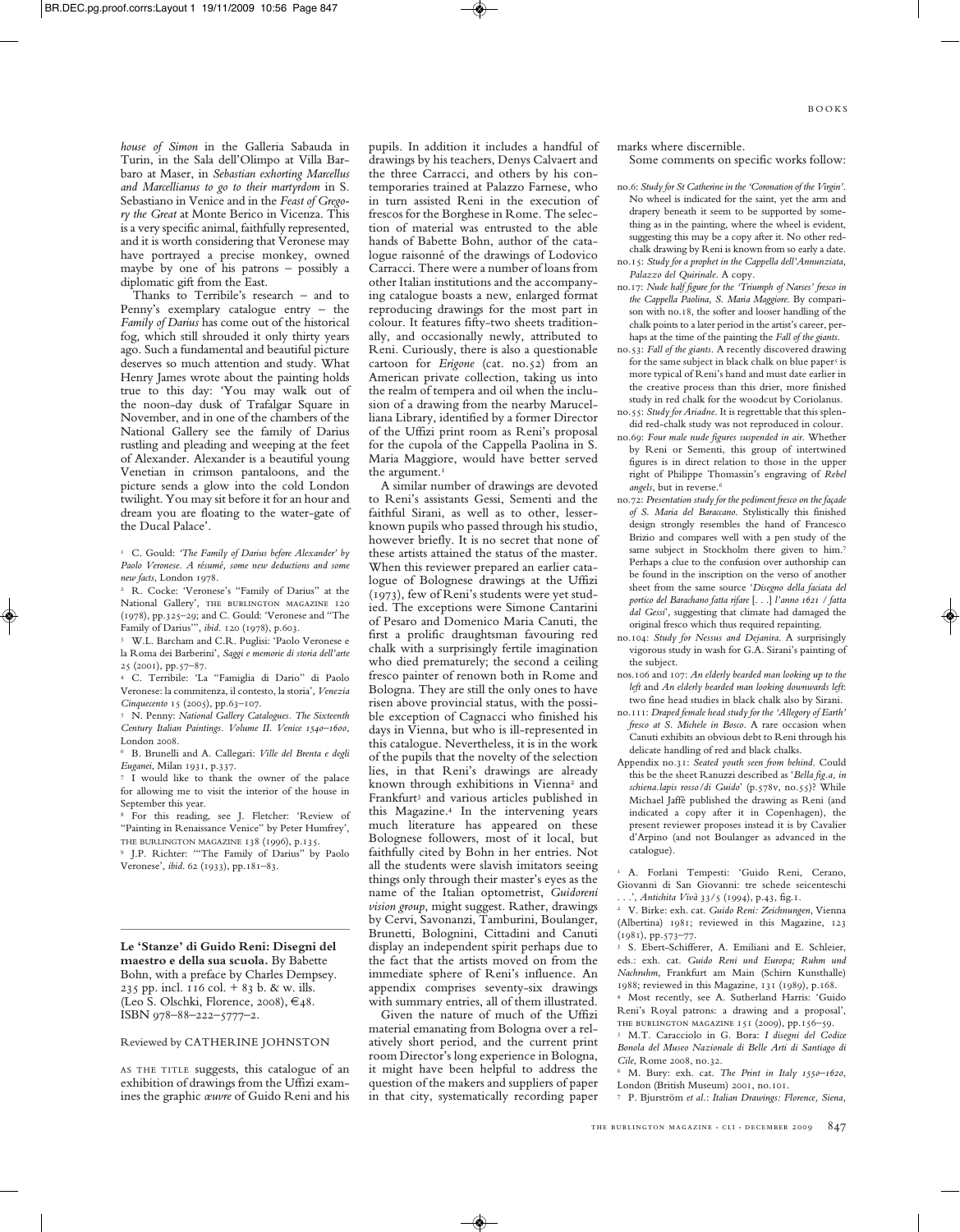*house of Simon* in the Galleria Sabauda in Turin, in the Sala dell'Olimpo at Villa Barbaro at Maser, in *Sebastian exhorting Marcellus and Marcellianus to go to their martyrdom* in S. Sebastiano in Venice and in the *Feast of Gregory the Great* at Monte Berico in Vicenza. This is a very specific animal, faithfully represented, and it is worth considering that Veronese may have portrayed a precise monkey, owned maybe by one of his patrons – possibly a diplomatic gift from the East.

Thanks to Terribile's research – and to Penny's exemplary catalogue entry – the *Family of Darius* has come out of the historical fog, which still shrouded it only thirty years ago. Such a fundamental and beautiful picture deserves so much attention and study. What Henry James wrote about the painting holds true to this day: 'You may walk out of the noon-day dusk of Trafalgar Square in November, and in one of the chambers of the National Gallery see the family of Darius rustling and pleading and weeping at the feet of Alexander. Alexander is a beautiful young Venetian in crimson pantaloons, and the picture sends a glow into the cold London twilight. You may sit before it for an hour and dream you are floating to the water-gate of the Ducal Palace'.

[1] C. Gould: *'The Family of Darius before Alexander' by Paolo Veronese. A résumé, some new deductions and some new facts*, London 1978.

[2] R. Cocke: 'Veronese's "Family of Darius" at the National Gallery', THE BURLINGTON MAGAZINE 120 (1978), pp.325–29; and C. Gould: 'Veronese and "The Family of Darius"', *ibid.* 120 (1978), p.603.

[3] W.L. Barcham and C.R. Puglisi: 'Paolo Veronese e la Roma dei Barberini', *Saggi e memorie di storia dell'arte* 25 (2001), pp.57–87.

[4] C. Terribile: 'La "Famiglia di Dario" di Paolo Veronese: la commitenza, il contesto, la storia', *Venezia Cinquecento* 15 (2005), pp.63–107.

[5] N. Penny: *National Gallery Catalogues. The Sixteenth Century Italian Paintings. Volume II. Venice 1540–1600*, London 2008.

[6] B. Brunelli and A. Callegari: *Ville del Brenta e degli Euganei*, Milan 1931, p.337.

[7] I would like to thank the owner of the palace for allowing me to visit the interior of the house in September this year.

[8] For this reading, see J. Fletcher: 'Review of "Painting in Renaissance Venice" by Peter Humfrey', THE BURLINGTON MAGAZINE 138 (1996), p.135.

[9] J.P. Richter: '"The Family of Darius" by Paolo Veronese', *ibid.* 62 (1933), pp.181–83.

---

**Le 'Stanze' di Guido Reni: Disegni del maestro e della sua scuola.** By Babette Bohn, with a preface by Charles Dempsey. 235 pp. incl. 116 col. + 83 b. & w. ills. (Leo S. Olschki, Florence, 2008), €48. ISBN 978–88–222–5777–2.

Reviewed by CATHERINE JOHNSTON

AS THE TITLE suggests, this catalogue of an exhibition of drawings from the Uffizi examines the graphic *œuvre* of Guido Reni and his pupils. In addition it includes a handful of drawings by his teachers, Denys Calvaert and the three Carracci, and others by his contemporaries trained at Palazzo Farnese, who in turn assisted Reni in the execution of frescos for the Borghese in Rome. The selection of material was entrusted to the able hands of Babette Bohn, author of the catalogue raisonné of the drawings of Lodovico Carracci. There were a number of loans from other Italian institutions and the accompanying catalogue boasts a new, enlarged format reproducing drawings for the most part in colour. It features fifty-two sheets traditionally, and occasionally newly, attributed to Reni. Curiously, there is also a questionable cartoon for *Erigone* (cat. no.52) from an American private collection, taking us into the realm of tempera and oil when the inclusion of a drawing from the nearby Marucelliana Library, identified by a former Director of the Uffizi print room as Reni's proposal for the cupola of the Cappella Paolina in S. Maria Maggiore, would have better served the argument.[1]

A similar number of drawings are devoted to Reni's assistants Gessi, Sementi and the faithful Sirani, as well as to other, lesser-known pupils who passed through his studio, however briefly. It is no secret that none of these artists attained the status of the master. When this reviewer prepared an earlier catalogue of Bolognese drawings at the Uffizi (1973), few of Reni's students were yet studied. The exceptions were Simone Cantarini of Pesaro and Domenico Maria Canuti, the first a prolific draughtsman favouring red chalk with a surprisingly fertile imagination who died prematurely; the second a ceiling fresco painter of renown both in Rome and Bologna. They are still the only ones to have risen above provincial status, with the possible exception of Cagnacci who finished his days in Vienna, but who is ill-represented in this catalogue. Nevertheless, it is in the work of the pupils that the novelty of the selection lies, in that Reni's drawings are already known through exhibitions in Vienna[2] and Frankfurt[3] and various articles published in this Magazine.[4] In the intervening years much literature has appeared on these Bolognese followers, most of it local, but faithfully cited by Bohn in her entries. Not all the students were slavish imitators seeing things only through their master's eyes as the name of the Italian optometrist, *Guidoreni vision group*, might suggest. Rather, drawings by Cervi, Savonanzi, Tamburini, Boulanger, Brunetti, Bolognini, Cittadini and Canuti display an independent spirit perhaps due to the fact that the artists moved on from the immediate sphere of Reni's influence. An appendix comprises seventy-six drawings with summary entries, all of them illustrated.

Given the nature of much of the Uffizi material emanating from Bologna over a relatively short period, and the current print room Director's long experience in Bologna, it might have been helpful to address the question of the makers and suppliers of paper in that city, systematically recording paper marks where discernible.

Some comments on specific works follow:

no.6: *Study for St Catherine in the 'Coronation of the Virgin'*. No wheel is indicated for the saint, yet the arm and drapery beneath it seem to be supported by something as in the painting, where the wheel is evident, suggesting this may be a copy after it. No other red-chalk drawing by Reni is known from so early a date.

no.15: *Study for a prophet in the Cappella dell'Annunziata, Palazzo del Quirinale*. A copy.

no.17: *Nude half figure for the 'Triumph of Narses' fresco in the Cappella Paolina, S. Maria Maggiore.* By comparison with no.18, the softer and looser handling of the chalk points to a later period in the artist's career, perhaps at the time of the painting the *Fall of the giants*.

no.53: *Fall of the giants*. A recently discovered drawing for the same subject in black chalk on blue paper[5] is more typical of Reni's hand and must date earlier in the creative process than this drier, more finished study in red chalk for the woodcut by Coriolanus.

no.55: *Study for Ariadne*. It is regrettable that this splendid red-chalk study was not reproduced in colour.

no.69: *Four male nude figures suspended in air.* Whether by Reni or Sementi, this group of intertwined figures is in direct relation to those in the upper right of Philippe Thomassin's engraving of *Rebel angels*, but in reverse.[6]

no.72: *Presentation study for the pediment fresco on the façade of S. Maria del Baraccano*. Stylistically this finished design strongly resembles the hand of Francesco Brizio and compares well with a pen study of the same subject in Stockholm there given to him.[7] Perhaps a clue to the confusion over authorship can be found in the inscription on the verso of another sheet from the same source '*Disegno della faciata del portico del Barachano fatta rifare* [. . .] *l'anno 1621 / fatta dal Gessi*', suggesting that climate had damaged the original fresco which thus required repainting.

no.104: *Study for Nessus and Dejanira*. A surprisingly vigorous study in wash for G.A. Sirani's painting of the subject.

nos.106 and 107: *An elderly bearded man looking up to the left* and *An elderly bearded man looking downwards left*: two fine head studies in black chalk also by Sirani.

no.111: *Draped female head study for the 'Allegory of Earth' fresco at S. Michele in Bosco*. A rare occasion when Canuti exhibits an obvious debt to Reni through his delicate handling of red and black chalks.

Appendix no.31: *Seated youth seen from behind*. Could this be the sheet Ranuzzi described as '*Bella fig.a, in schiena.lapis rosso/di Guido*' (p.578v, no.55)? While Michael Jaffé published the drawing as Reni (and indicated a copy after it in Copenhagen), the present reviewer proposes instead it is by Cavalier d'Arpino (and not Boulanger as advanced in the catalogue).

[1] A. Forlani Tempesti: 'Guido Reni, Cerano, Giovanni di San Giovanni: tre schede seicenteschi . . .', *Antichita Viva* 33/5 (1994), p.43, fig.1.

[2] V. Birke: exh. cat. *Guido Reni: Zeichnungen*, Vienna (Albertina) 1981; reviewed in this Magazine, 123 (1981), pp.573–77.

[3] S. Ebert-Schifferer, A. Emiliani and E. Schleier, eds.: exh. cat. *Guido Reni und Europa; Ruhm und Nachruhm*, Frankfurt am Main (Schirn Kunsthalle) 1988; reviewed in this Magazine, 131 (1989), p.168.

[4] Most recently, see A. Sutherland Harris: 'Guido Reni's Royal patrons: a drawing and a proposal', THE BURLINGTON MAGAZINE 151 (2009), pp.156–59.

[5] M.T. Caracciolo in G. Bora: *I disegni del Codice Bonola del Museo Nazionale di Belle Arti di Santiago del Cile*, Rome 2008, no.32.

[6] M. Bury: exh. cat. *The Print in Italy 1550–1620*, London (British Museum) 2001, no.101.

[7] P. Bjurström *et al.*: *Italian Drawings: Florence, Siena,*